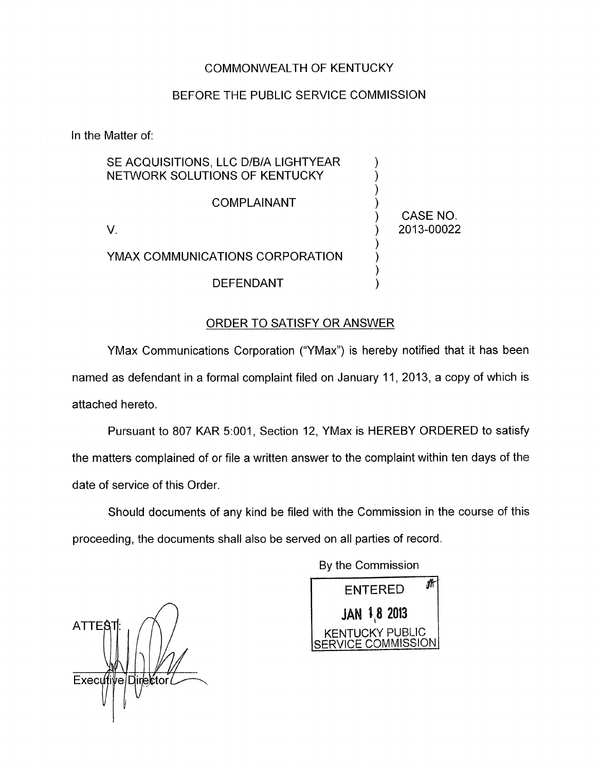COMMONWEALTH OF KENTUCKY

BEFORE THE PUBLIC SERVICE COMMISSION

In the Matter of:

| | | |
|---|---|---|
| SE ACQUISITIONS, LLC D/B/A LIGHTYEAR NETWORK SOLUTIONS OF KENTUCKY | ) | |
| COMPLAINANT | ) | CASE NO. 2013-00022 |
| V. | ) | |
| YMAX COMMUNICATIONS CORPORATION | ) | |
| DEFENDANT | ) | |

## ORDER TO SATISFY OR ANSWER

YMax Communications Corporation ("YMax") is hereby notified that it has been named as defendant in a formal complaint filed on January 11, 2013, a copy of which is attached hereto.

Pursuant to 807 KAR 5:001, Section 12, YMax is HEREBY ORDERED to satisfy the matters complained of or file a written answer to the complaint within ten days of the date of service of this Order.

Should documents of any kind be filed with the Commission in the course of this proceeding, the documents shall also be served on all parties of record.

By the Commission

ENTERED
JAN 18 2013
KENTUCKY PUBLIC SERVICE COMMISSION

ATTEST:

Executive Director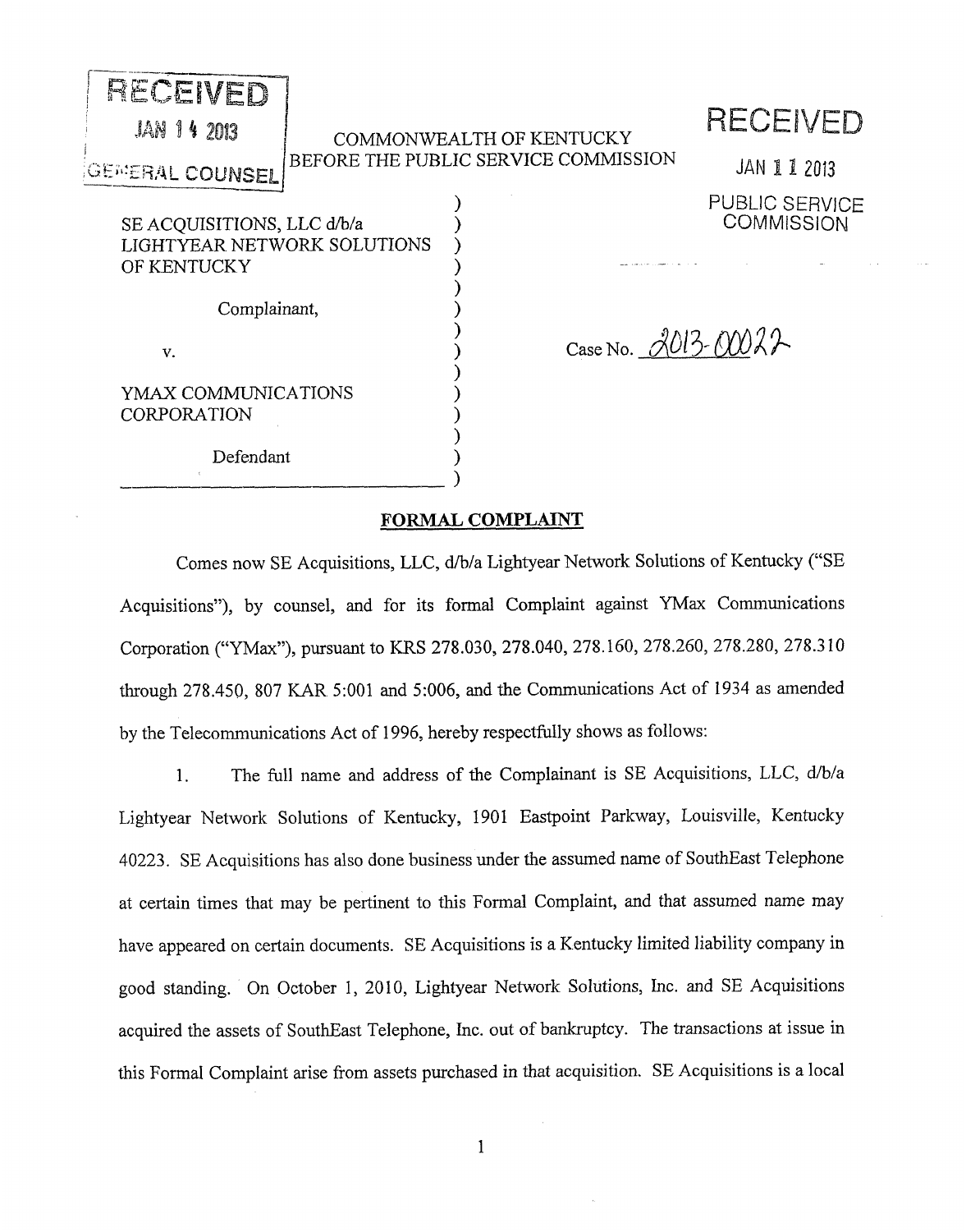RECEIVED

JAN 14 2013

GENERAL COUNSEL

COMMONWEALTH OF KENTUCKY
BEFORE THE PUBLIC SERVICE COMMISSION

RECEIVED

JAN 11 2013

PUBLIC SERVICE COMMISSION

SE ACQUISITIONS, LLC d/b/a
LIGHTYEAR NETWORK SOLUTIONS
OF KENTUCKY

Complainant,

v.

YMAX COMMUNICATIONS
CORPORATION

Defendant

Case No. 2013-00022

## FORMAL COMPLAINT

Comes now SE Acquisitions, LLC, d/b/a Lightyear Network Solutions of Kentucky ("SE Acquisitions"), by counsel, and for its formal Complaint against YMax Communications Corporation ("YMax"), pursuant to KRS 278.030, 278.040, 278.160, 278.260, 278.280, 278.310 through 278.450, 807 KAR 5:001 and 5:006, and the Communications Act of 1934 as amended by the Telecommunications Act of 1996, hereby respectfully shows as follows:

1. The full name and address of the Complainant is SE Acquisitions, LLC, d/b/a Lightyear Network Solutions of Kentucky, 1901 Eastpoint Parkway, Louisville, Kentucky 40223. SE Acquisitions has also done business under the assumed name of SouthEast Telephone at certain times that may be pertinent to this Formal Complaint, and that assumed name may have appeared on certain documents. SE Acquisitions is a Kentucky limited liability company in good standing. On October 1, 2010, Lightyear Network Solutions, Inc. and SE Acquisitions acquired the assets of SouthEast Telephone, Inc. out of bankruptcy. The transactions at issue in this Formal Complaint arise from assets purchased in that acquisition. SE Acquisitions is a local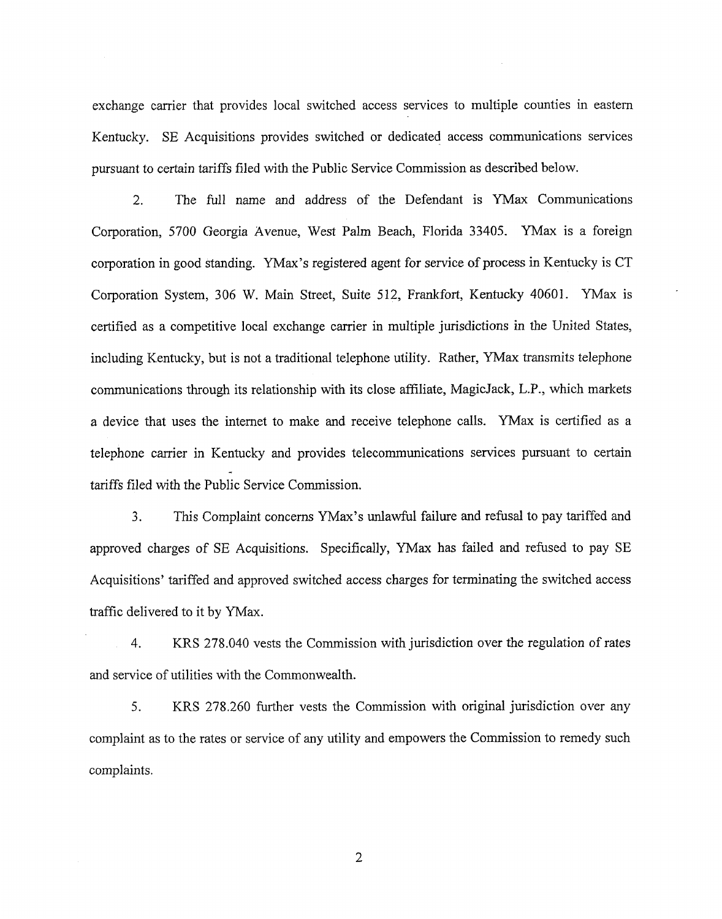exchange carrier that provides local switched access services to multiple counties in eastern Kentucky. SE Acquisitions provides switched or dedicated access communications services pursuant to certain tariffs filed with the Public Service Commission as described below.

2. The full name and address of the Defendant is YMax Communications Corporation, 5700 Georgia Avenue, West Palm Beach, Florida 33405. YMax is a foreign corporation in good standing. YMax's registered agent for service of process in Kentucky is CT Corporation System, 306 W. Main Street, Suite 512, Frankfort, Kentucky 40601. YMax is certified as a competitive local exchange carrier in multiple jurisdictions in the United States, including Kentucky, but is not a traditional telephone utility. Rather, YMax transmits telephone communications through its relationship with its close affiliate, MagicJack, L.P., which markets a device that uses the internet to make and receive telephone calls. YMax is certified as a telephone carrier in Kentucky and provides telecommunications services pursuant to certain tariffs filed with the Public Service Commission.

3. This Complaint concerns YMax's unlawful failure and refusal to pay tariffed and approved charges of SE Acquisitions. Specifically, YMax has failed and refused to pay SE Acquisitions' tariffed and approved switched access charges for terminating the switched access traffic delivered to it by YMax.

4. KRS 278.040 vests the Commission with jurisdiction over the regulation of rates and service of utilities with the Commonwealth.

5. KRS 278.260 further vests the Commission with original jurisdiction over any complaint as to the rates or service of any utility and empowers the Commission to remedy such complaints.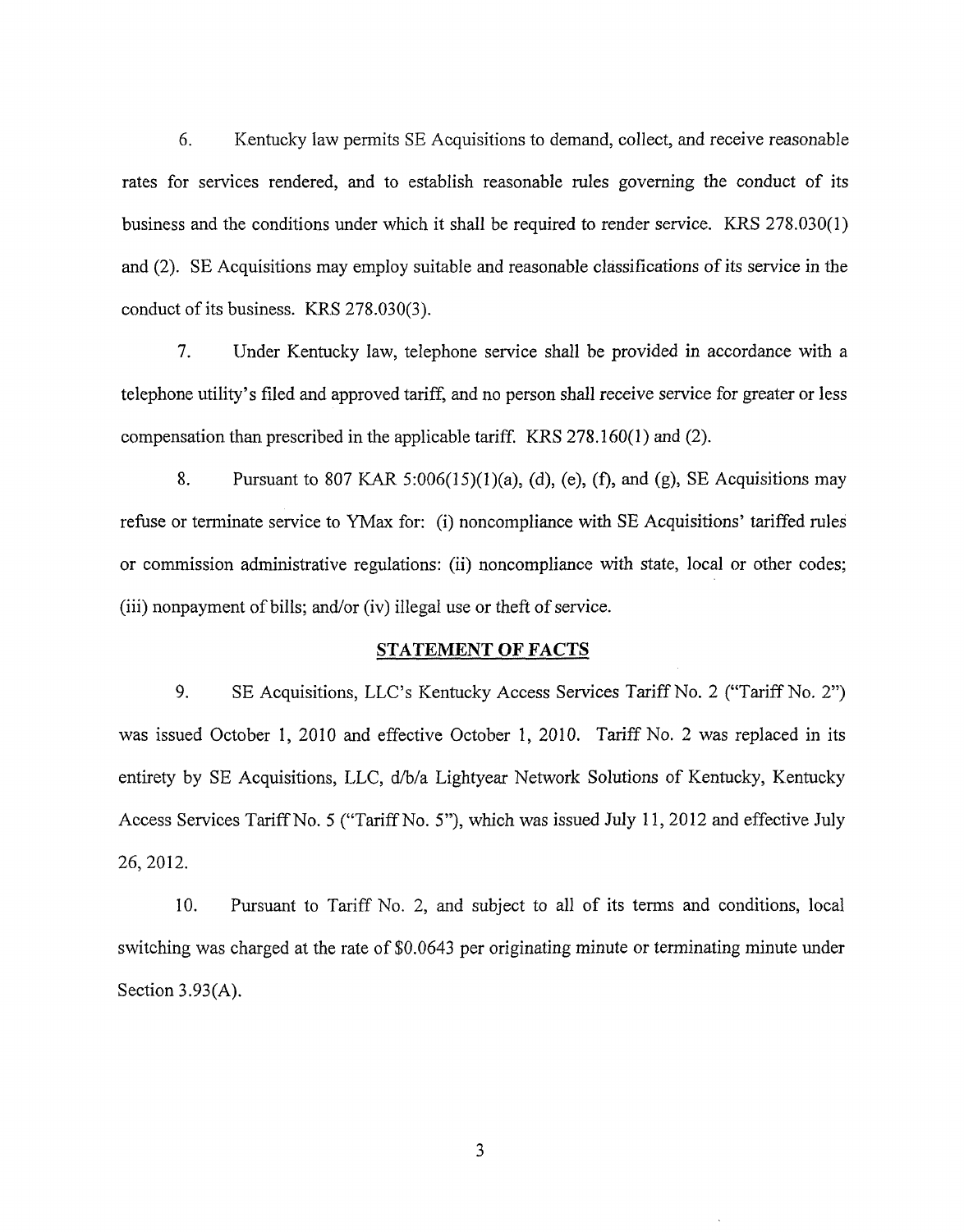6. Kentucky law permits SE Acquisitions to demand, collect, and receive reasonable rates for services rendered, and to establish reasonable rules governing the conduct of its business and the conditions under which it shall be required to render service. KRS 278.030(1) and (2). SE Acquisitions may employ suitable and reasonable classifications of its service in the conduct of its business. KRS 278.030(3).

7. Under Kentucky law, telephone service shall be provided in accordance with a telephone utility's filed and approved tariff, and no person shall receive service for greater or less compensation than prescribed in the applicable tariff. KRS 278.160(1) and (2).

8. Pursuant to 807 KAR 5:006(15)(1)(a), (d), (e), (f), and (g), SE Acquisitions may refuse or terminate service to YMax for: (i) noncompliance with SE Acquisitions' tariffed rules or commission administrative regulations: (ii) noncompliance with state, local or other codes; (iii) nonpayment of bills; and/or (iv) illegal use or theft of service.

## STATEMENT OF FACTS

9. SE Acquisitions, LLC's Kentucky Access Services Tariff No. 2 ("Tariff No. 2") was issued October 1, 2010 and effective October 1, 2010. Tariff No. 2 was replaced in its entirety by SE Acquisitions, LLC, d/b/a Lightyear Network Solutions of Kentucky, Kentucky Access Services Tariff No. 5 ("Tariff No. 5"), which was issued July 11, 2012 and effective July 26, 2012.

10. Pursuant to Tariff No. 2, and subject to all of its terms and conditions, local switching was charged at the rate of $0.0643 per originating minute or terminating minute under Section 3.93(A).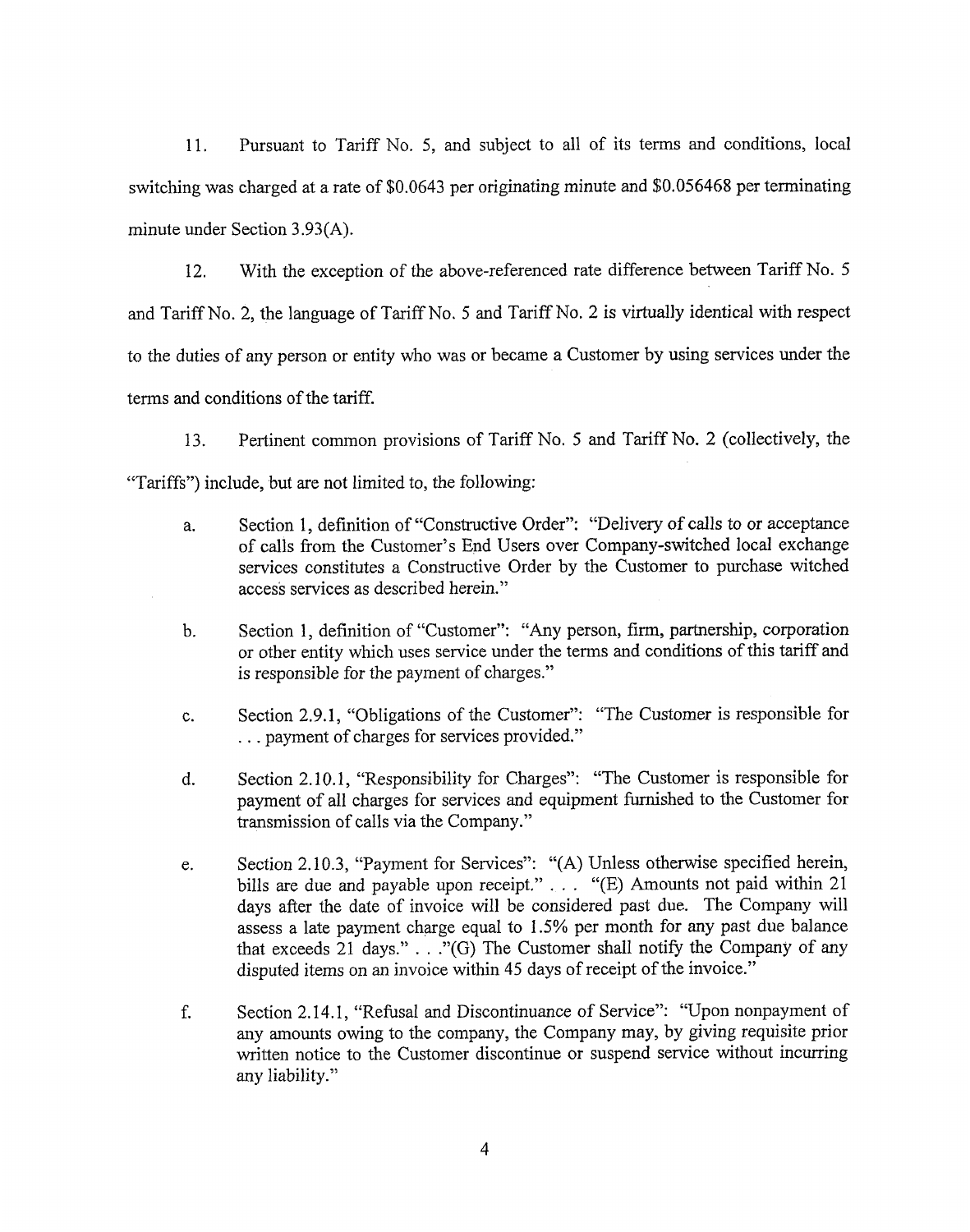11. Pursuant to Tariff No. 5, and subject to all of its terms and conditions, local switching was charged at a rate of $0.0643 per originating minute and $0.056468 per terminating minute under Section 3.93(A).

12. With the exception of the above-referenced rate difference between Tariff No. 5 and Tariff No. 2, the language of Tariff No. 5 and Tariff No. 2 is virtually identical with respect to the duties of any person or entity who was or became a Customer by using services under the terms and conditions of the tariff.

13. Pertinent common provisions of Tariff No. 5 and Tariff No. 2 (collectively, the "Tariffs") include, but are not limited to, the following:

a. Section 1, definition of "Constructive Order": "Delivery of calls to or acceptance of calls from the Customer's End Users over Company-switched local exchange services constitutes a Constructive Order by the Customer to purchase witched access services as described herein."

b. Section 1, definition of "Customer": "Any person, firm, partnership, corporation or other entity which uses service under the terms and conditions of this tariff and is responsible for the payment of charges."

c. Section 2.9.1, "Obligations of the Customer": "The Customer is responsible for . . . payment of charges for services provided."

d. Section 2.10.1, "Responsibility for Charges": "The Customer is responsible for payment of all charges for services and equipment furnished to the Customer for transmission of calls via the Company."

e. Section 2.10.3, "Payment for Services": "(A) Unless otherwise specified herein, bills are due and payable upon receipt." . . . "(E) Amounts not paid within 21 days after the date of invoice will be considered past due. The Company will assess a late payment charge equal to 1.5% per month for any past due balance that exceeds 21 days." . . ."(G) The Customer shall notify the Company of any disputed items on an invoice within 45 days of receipt of the invoice."

f. Section 2.14.1, "Refusal and Discontinuance of Service": "Upon nonpayment of any amounts owing to the company, the Company may, by giving requisite prior written notice to the Customer discontinue or suspend service without incurring any liability."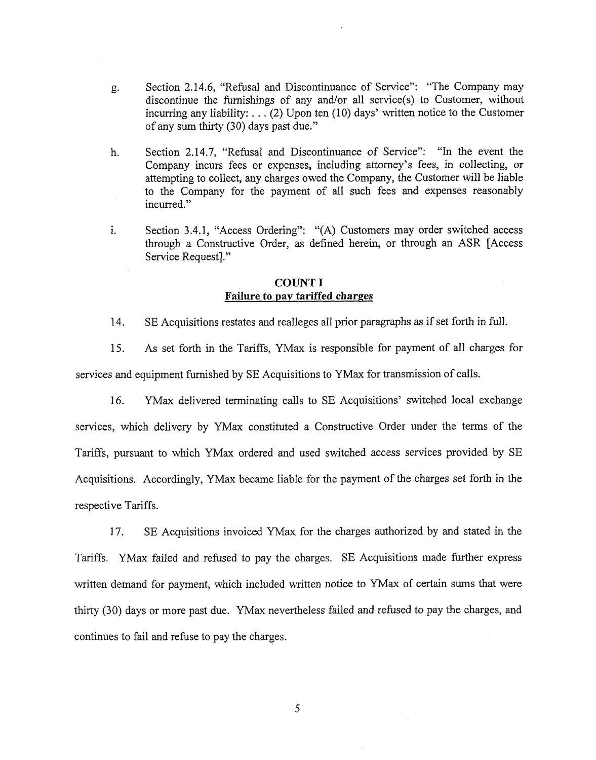g. Section 2.14.6, "Refusal and Discontinuance of Service": "The Company may discontinue the furnishings of any and/or all service(s) to Customer, without incurring any liability: . . . (2) Upon ten (10) days' written notice to the Customer of any sum thirty (30) days past due."

h. Section 2.14.7, "Refusal and Discontinuance of Service": "In the event the Company incurs fees or expenses, including attorney's fees, in collecting, or attempting to collect, any charges owed the Company, the Customer will be liable to the Company for the payment of all such fees and expenses reasonably incurred."

i. Section 3.4.1, "Access Ordering": "(A) Customers may order switched access through a Constructive Order, as defined herein, or through an ASR [Access Service Request]."

## COUNT I
## Failure to pay tariffed charges

14. SE Acquisitions restates and realleges all prior paragraphs as if set forth in full.

15. As set forth in the Tariffs, YMax is responsible for payment of all charges for services and equipment furnished by SE Acquisitions to YMax for transmission of calls.

16. YMax delivered terminating calls to SE Acquisitions' switched local exchange services, which delivery by YMax constituted a Constructive Order under the terms of the Tariffs, pursuant to which YMax ordered and used switched access services provided by SE Acquisitions. Accordingly, YMax became liable for the payment of the charges set forth in the respective Tariffs.

17. SE Acquisitions invoiced YMax for the charges authorized by and stated in the Tariffs. YMax failed and refused to pay the charges. SE Acquisitions made further express written demand for payment, which included written notice to YMax of certain sums that were thirty (30) days or more past due. YMax nevertheless failed and refused to pay the charges, and continues to fail and refuse to pay the charges.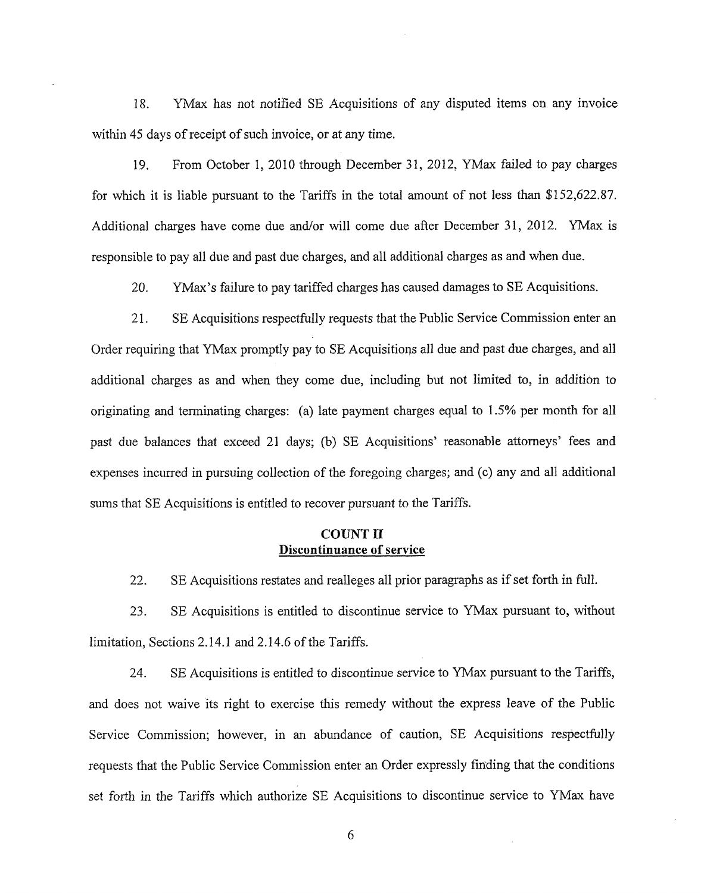18. YMax has not notified SE Acquisitions of any disputed items on any invoice within 45 days of receipt of such invoice, or at any time.

19. From October 1, 2010 through December 31, 2012, YMax failed to pay charges for which it is liable pursuant to the Tariffs in the total amount of not less than $152,622.87. Additional charges have come due and/or will come due after December 31, 2012. YMax is responsible to pay all due and past due charges, and all additional charges as and when due.

20. YMax's failure to pay tariffed charges has caused damages to SE Acquisitions.

21. SE Acquisitions respectfully requests that the Public Service Commission enter an Order requiring that YMax promptly pay to SE Acquisitions all due and past due charges, and all additional charges as and when they come due, including but not limited to, in addition to originating and terminating charges: (a) late payment charges equal to 1.5% per month for all past due balances that exceed 21 days; (b) SE Acquisitions' reasonable attorneys' fees and expenses incurred in pursuing collection of the foregoing charges; and (c) any and all additional sums that SE Acquisitions is entitled to recover pursuant to the Tariffs.

**COUNT II**
**Discontinuance of service**

22. SE Acquisitions restates and realleges all prior paragraphs as if set forth in full.

23. SE Acquisitions is entitled to discontinue service to YMax pursuant to, without limitation, Sections 2.14.1 and 2.14.6 of the Tariffs.

24. SE Acquisitions is entitled to discontinue service to YMax pursuant to the Tariffs, and does not waive its right to exercise this remedy without the express leave of the Public Service Commission; however, in an abundance of caution, SE Acquisitions respectfully requests that the Public Service Commission enter an Order expressly finding that the conditions set forth in the Tariffs which authorize SE Acquisitions to discontinue service to YMax have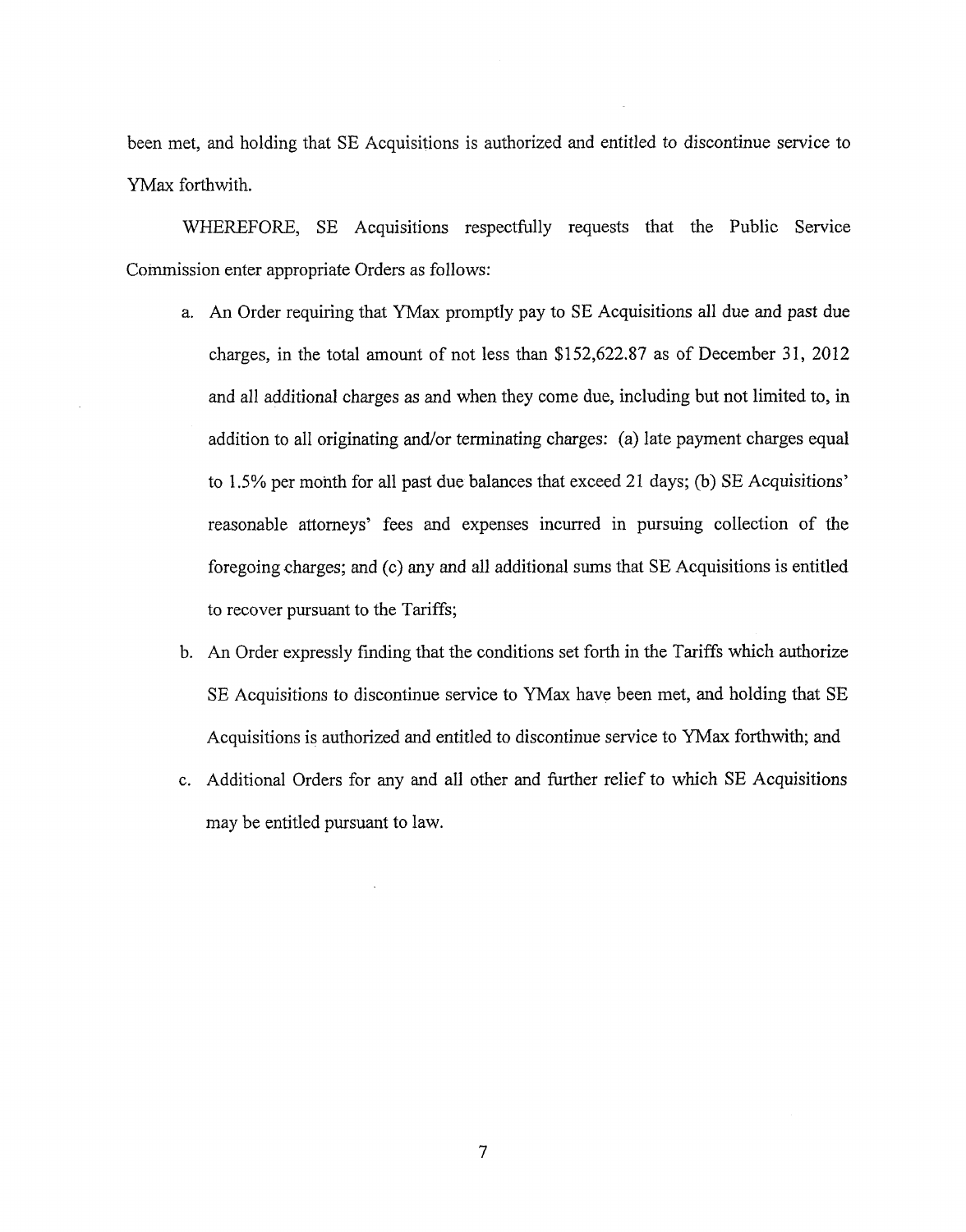been met, and holding that SE Acquisitions is authorized and entitled to discontinue service to YMax forthwith.

WHEREFORE, SE Acquisitions respectfully requests that the Public Service Commission enter appropriate Orders as follows:

a. An Order requiring that YMax promptly pay to SE Acquisitions all due and past due charges, in the total amount of not less than $152,622.87 as of December 31, 2012 and all additional charges as and when they come due, including but not limited to, in addition to all originating and/or terminating charges: (a) late payment charges equal to 1.5% per month for all past due balances that exceed 21 days; (b) SE Acquisitions' reasonable attorneys' fees and expenses incurred in pursuing collection of the foregoing charges; and (c) any and all additional sums that SE Acquisitions is entitled to recover pursuant to the Tariffs;

b. An Order expressly finding that the conditions set forth in the Tariffs which authorize SE Acquisitions to discontinue service to YMax have been met, and holding that SE Acquisitions is authorized and entitled to discontinue service to YMax forthwith; and

c. Additional Orders for any and all other and further relief to which SE Acquisitions may be entitled pursuant to law.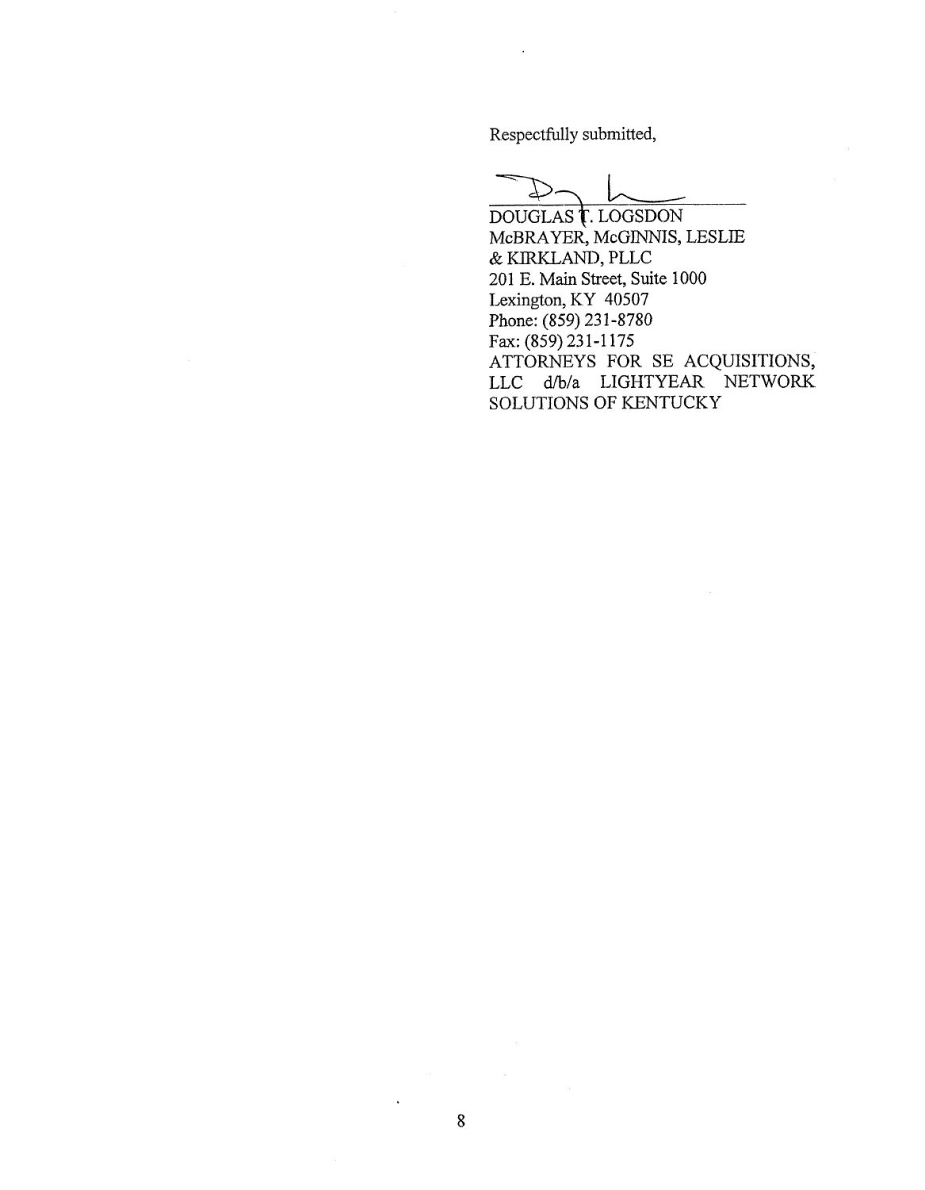Respectfully submitted,

DOUGLAS T. LOGSDON
McBRAYER, McGINNIS, LESLIE
& KIRKLAND, PLLC
201 E. Main Street, Suite 1000
Lexington, KY 40507
Phone: (859) 231-8780
Fax: (859) 231-1175
ATTORNEYS FOR SE ACQUISITIONS, LLC d/b/a LIGHTYEAR NETWORK SOLUTIONS OF KENTUCKY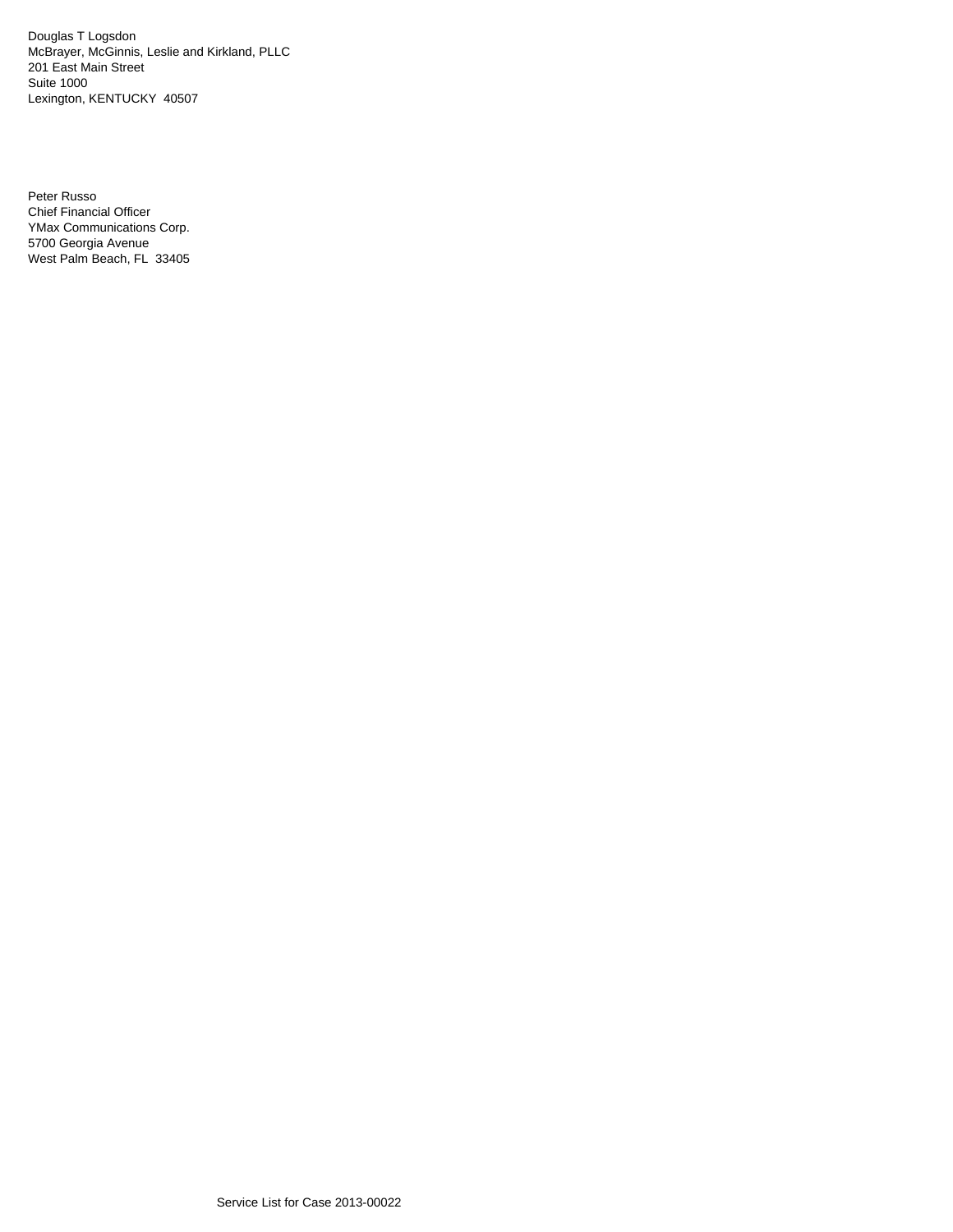Douglas T Logsdon
McBrayer, McGinnis, Leslie and Kirkland, PLLC
201 East Main Street
Suite 1000
Lexington, KENTUCKY 40507

Peter Russo
Chief Financial Officer
YMax Communications Corp.
5700 Georgia Avenue
West Palm Beach, FL 33405

Service List for Case 2013-00022